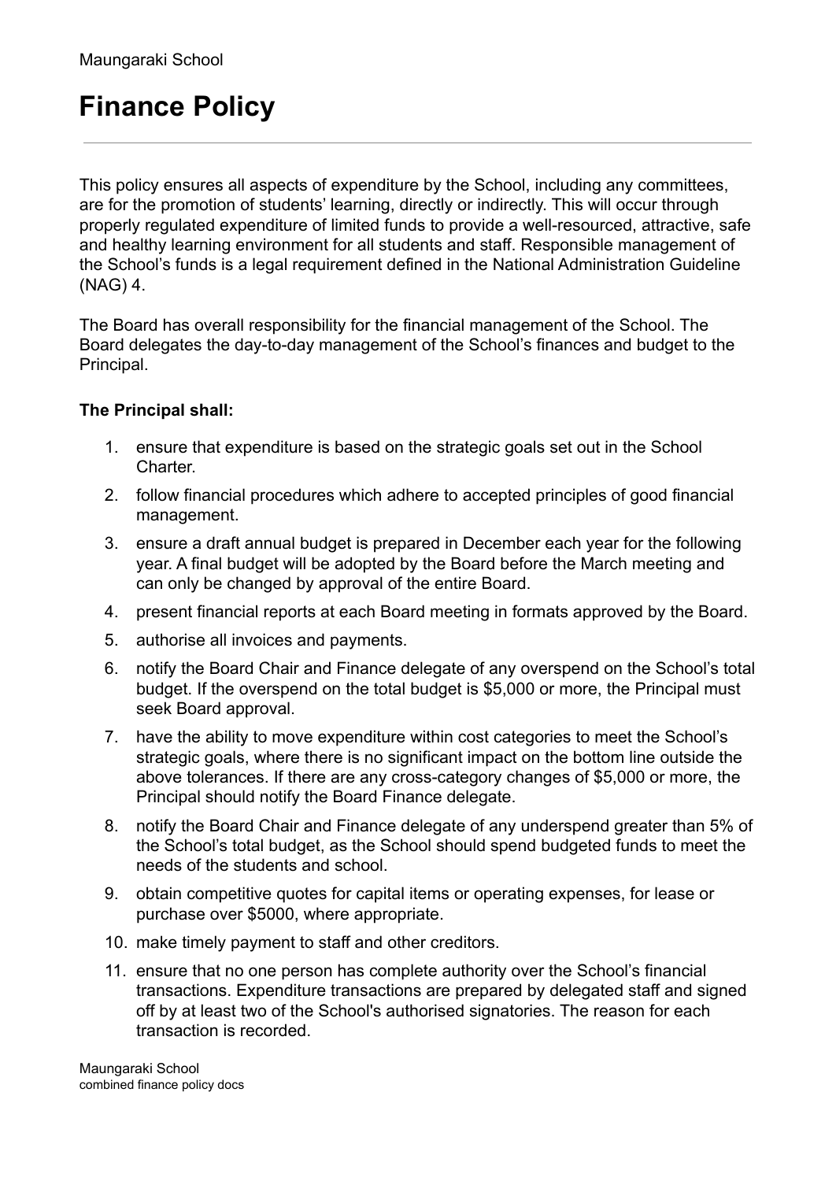Maungaraki School

# Finance Policy

This policy ensures all aspects of expenditure by the School, including any committees, are for the promotion of students' learning, directly or indirectly. This will occur through properly regulated expenditure of limited funds to provide a well-resourced, attractive, safe and healthy learning environment for all students and staff. Responsible management of the School's funds is a legal requirement defined in the National Administration Guideline (NAG) 4.

The Board has overall responsibility for the financial management of the School. The Board delegates the day-to-day management of the School's finances and budget to the Principal.

**The Principal shall:**

1. ensure that expenditure is based on the strategic goals set out in the School Charter.
2. follow financial procedures which adhere to accepted principles of good financial management.
3. ensure a draft annual budget is prepared in December each year for the following year. A final budget will be adopted by the Board before the March meeting and can only be changed by approval of the entire Board.
4. present financial reports at each Board meeting in formats approved by the Board.
5. authorise all invoices and payments.
6. notify the Board Chair and Finance delegate of any overspend on the School's total budget. If the overspend on the total budget is $5,000 or more, the Principal must seek Board approval.
7. have the ability to move expenditure within cost categories to meet the School's strategic goals, where there is no significant impact on the bottom line outside the above tolerances. If there are any cross-category changes of $5,000 or more, the Principal should notify the Board Finance delegate.
8. notify the Board Chair and Finance delegate of any underspend greater than 5% of the School's total budget, as the School should spend budgeted funds to meet the needs of the students and school.
9. obtain competitive quotes for capital items or operating expenses, for lease or purchase over $5000, where appropriate.
10. make timely payment to staff and other creditors.
11. ensure that no one person has complete authority over the School's financial transactions. Expenditure transactions are prepared by delegated staff and signed off by at least two of the School's authorised signatories. The reason for each transaction is recorded.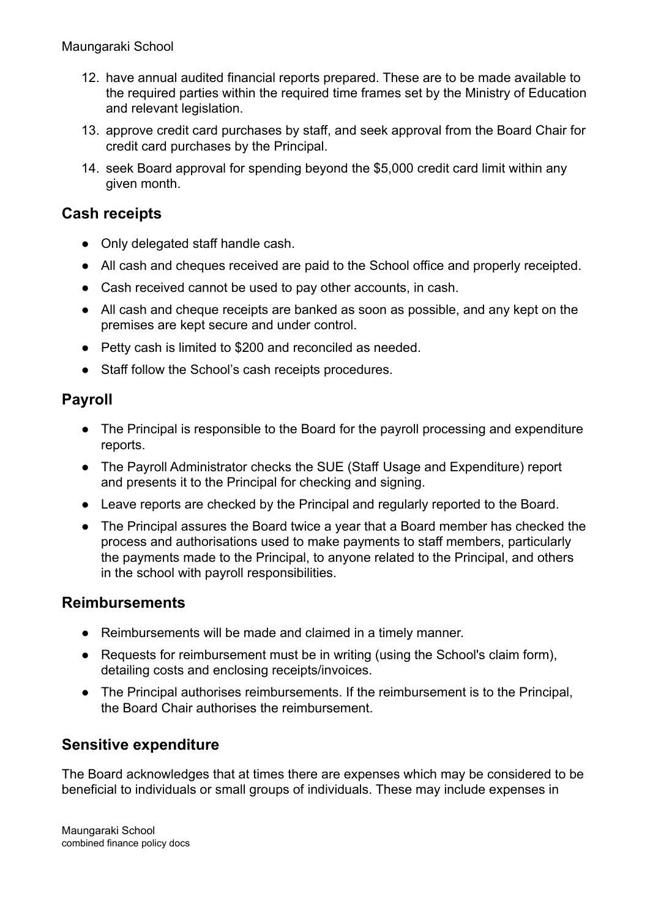12. have annual audited financial reports prepared. These are to be made available to the required parties within the required time frames set by the Ministry of Education and relevant legislation.
13. approve credit card purchases by staff, and seek approval from the Board Chair for credit card purchases by the Principal.
14. seek Board approval for spending beyond the $5,000 credit card limit within any given month.

## Cash receipts

- Only delegated staff handle cash.
- All cash and cheques received are paid to the School office and properly receipted.
- Cash received cannot be used to pay other accounts, in cash.
- All cash and cheque receipts are banked as soon as possible, and any kept on the premises are kept secure and under control.
- Petty cash is limited to $200 and reconciled as needed.
- Staff follow the School's cash receipts procedures.

## Payroll

- The Principal is responsible to the Board for the payroll processing and expenditure reports.
- The Payroll Administrator checks the SUE (Staff Usage and Expenditure) report and presents it to the Principal for checking and signing.
- Leave reports are checked by the Principal and regularly reported to the Board.
- The Principal assures the Board twice a year that a Board member has checked the process and authorisations used to make payments to staff members, particularly the payments made to the Principal, to anyone related to the Principal, and others in the school with payroll responsibilities.

## Reimbursements

- Reimbursements will be made and claimed in a timely manner.
- Requests for reimbursement must be in writing (using the School's claim form), detailing costs and enclosing receipts/invoices.
- The Principal authorises reimbursements. If the reimbursement is to the Principal, the Board Chair authorises the reimbursement.

## Sensitive expenditure

The Board acknowledges that at times there are expenses which may be considered to be beneficial to individuals or small groups of individuals. These may include expenses in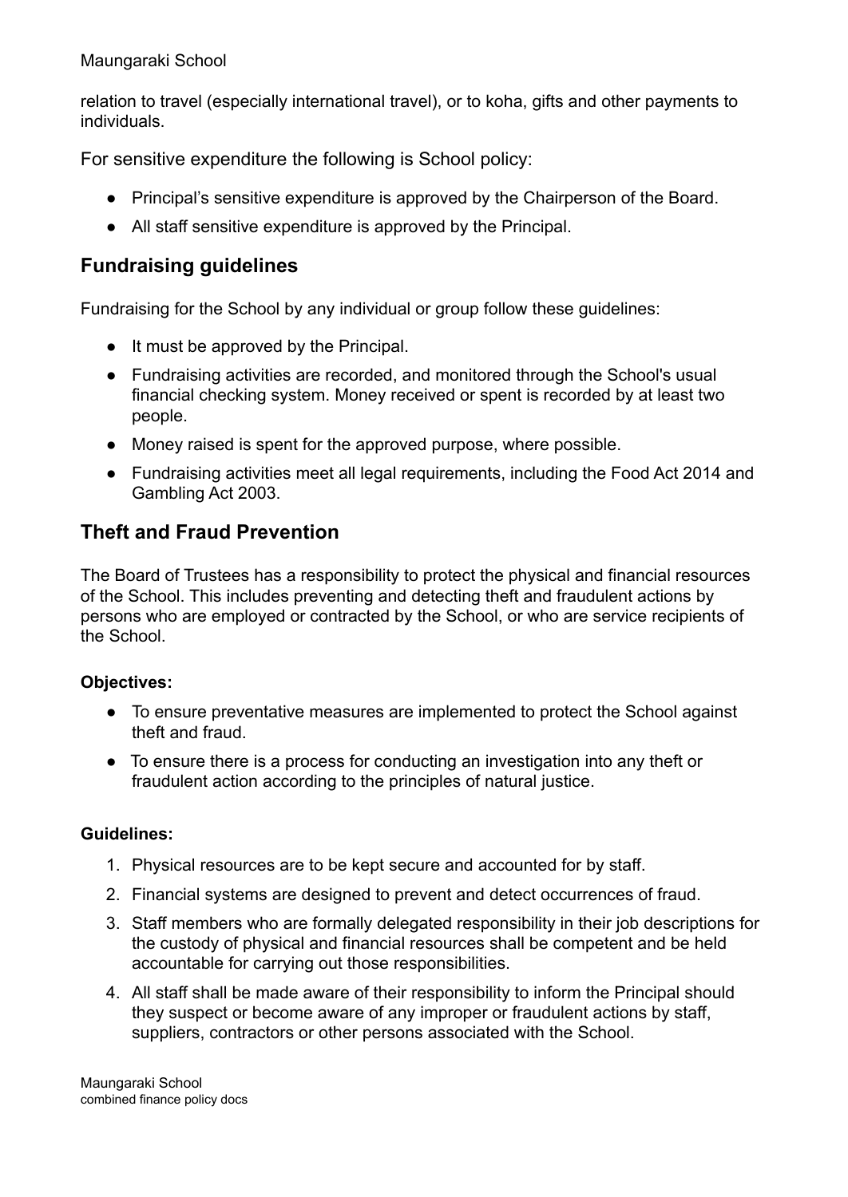relation to travel (especially international travel), or to koha, gifts and other payments to individuals.

For sensitive expenditure the following is School policy:

- Principal's sensitive expenditure is approved by the Chairperson of the Board.
- All staff sensitive expenditure is approved by the Principal.

## Fundraising guidelines

Fundraising for the School by any individual or group follow these guidelines:

- It must be approved by the Principal.
- Fundraising activities are recorded, and monitored through the School's usual financial checking system. Money received or spent is recorded by at least two people.
- Money raised is spent for the approved purpose, where possible.
- Fundraising activities meet all legal requirements, including the Food Act 2014 and Gambling Act 2003.

## Theft and Fraud Prevention

The Board of Trustees has a responsibility to protect the physical and financial resources of the School. This includes preventing and detecting theft and fraudulent actions by persons who are employed or contracted by the School, or who are service recipients of the School.

**Objectives:**

- To ensure preventative measures are implemented to protect the School against theft and fraud.
- To ensure there is a process for conducting an investigation into any theft or fraudulent action according to the principles of natural justice.

**Guidelines:**

1. Physical resources are to be kept secure and accounted for by staff.
2. Financial systems are designed to prevent and detect occurrences of fraud.
3. Staff members who are formally delegated responsibility in their job descriptions for the custody of physical and financial resources shall be competent and be held accountable for carrying out those responsibilities.
4. All staff shall be made aware of their responsibility to inform the Principal should they suspect or become aware of any improper or fraudulent actions by staff, suppliers, contractors or other persons associated with the School.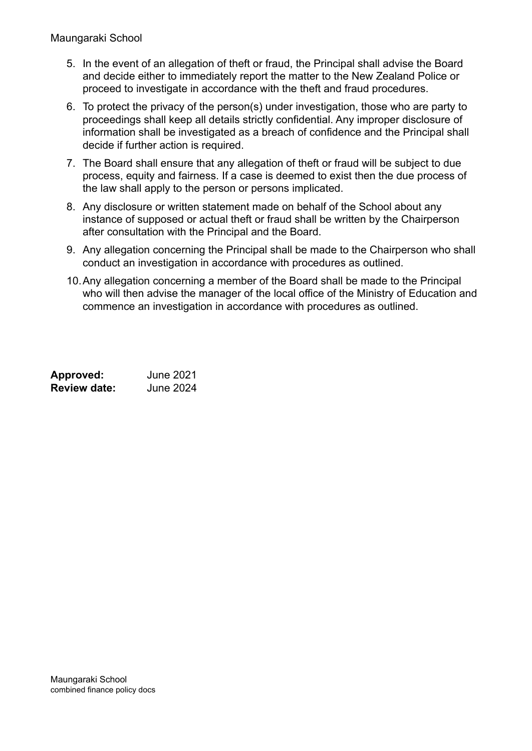5. In the event of an allegation of theft or fraud, the Principal shall advise the Board and decide either to immediately report the matter to the New Zealand Police or proceed to investigate in accordance with the theft and fraud procedures.
6. To protect the privacy of the person(s) under investigation, those who are party to proceedings shall keep all details strictly confidential. Any improper disclosure of information shall be investigated as a breach of confidence and the Principal shall decide if further action is required.
7. The Board shall ensure that any allegation of theft or fraud will be subject to due process, equity and fairness. If a case is deemed to exist then the due process of the law shall apply to the person or persons implicated.
8. Any disclosure or written statement made on behalf of the School about any instance of supposed or actual theft or fraud shall be written by the Chairperson after consultation with the Principal and the Board.
9. Any allegation concerning the Principal shall be made to the Chairperson who shall conduct an investigation in accordance with procedures as outlined.
10. Any allegation concerning a member of the Board shall be made to the Principal who will then advise the manager of the local office of the Ministry of Education and commence an investigation in accordance with procedures as outlined.

**Approved:** June 2021
**Review date:** June 2024